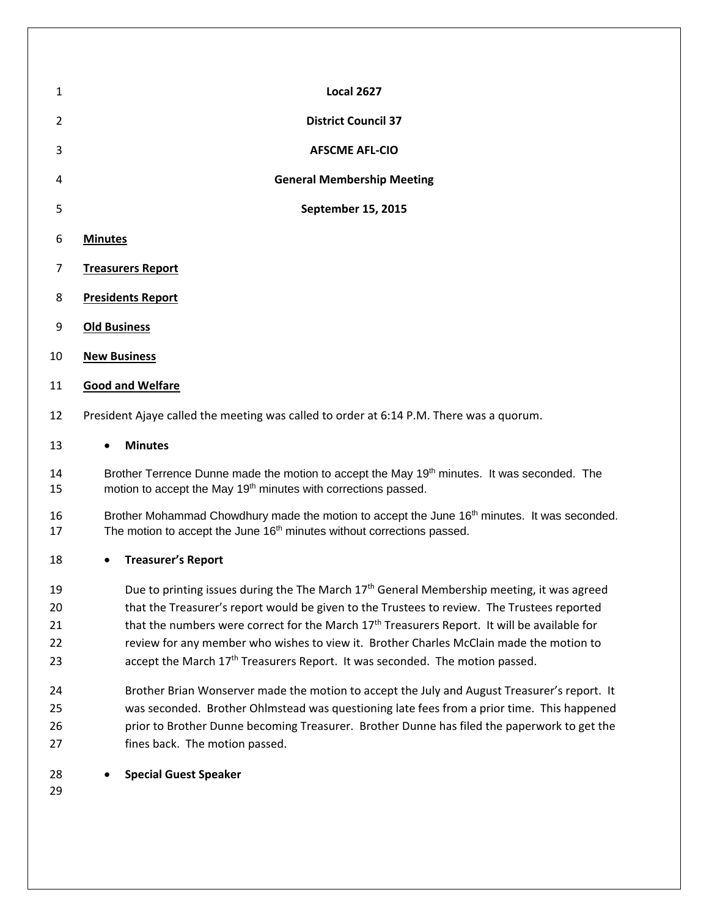**Local 2627**

**District Council 37**

**AFSCME AFL-CIO**

**General Membership Meeting**

**September 15, 2015**

**Minutes**

**Treasurers Report**

**Presidents Report**

**Old Business**

**New Business**

**Good and Welfare**

President Ajaye called the meeting was called to order at 6:14 P.M. There was a quorum.

- **Minutes**

Brother Terrence Dunne made the motion to accept the May 19th minutes. It was seconded. The motion to accept the May 19th minutes with corrections passed.

Brother Mohammad Chowdhury made the motion to accept the June 16th minutes. It was seconded. The motion to accept the June 16th minutes without corrections passed.

- **Treasurer's Report**

Due to printing issues during the The March 17th General Membership meeting, it was agreed that the Treasurer's report would be given to the Trustees to review. The Trustees reported that the numbers were correct for the March 17th Treasurers Report. It will be available for review for any member who wishes to view it. Brother Charles McClain made the motion to accept the March 17th Treasurers Report. It was seconded. The motion passed.

Brother Brian Wonserver made the motion to accept the July and August Treasurer's report. It was seconded. Brother Ohlmstead was questioning late fees from a prior time. This happened prior to Brother Dunne becoming Treasurer. Brother Dunne has filed the paperwork to get the fines back. The motion passed.

- **Special Guest Speaker**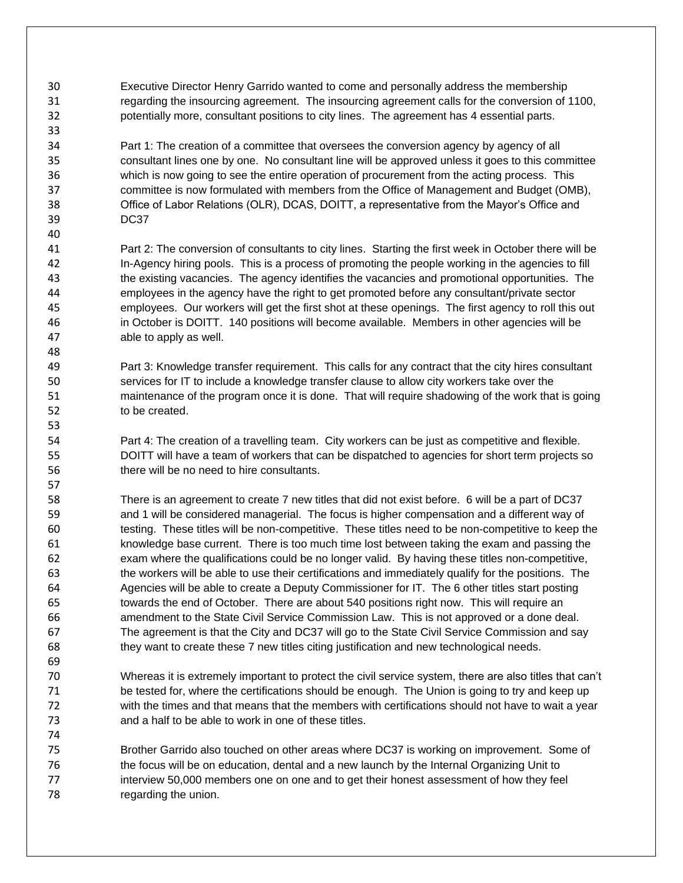Executive Director Henry Garrido wanted to come and personally address the membership regarding the insourcing agreement. The insourcing agreement calls for the conversion of 1100, potentially more, consultant positions to city lines. The agreement has 4 essential parts.

Part 1: The creation of a committee that oversees the conversion agency by agency of all consultant lines one by one. No consultant line will be approved unless it goes to this committee which is now going to see the entire operation of procurement from the acting process. This committee is now formulated with members from the Office of Management and Budget (OMB), Office of Labor Relations (OLR), DCAS, DOITT, a representative from the Mayor's Office and DC37

Part 2: The conversion of consultants to city lines. Starting the first week in October there will be In-Agency hiring pools. This is a process of promoting the people working in the agencies to fill the existing vacancies. The agency identifies the vacancies and promotional opportunities. The employees in the agency have the right to get promoted before any consultant/private sector employees. Our workers will get the first shot at these openings. The first agency to roll this out in October is DOITT. 140 positions will become available. Members in other agencies will be able to apply as well.

Part 3: Knowledge transfer requirement. This calls for any contract that the city hires consultant services for IT to include a knowledge transfer clause to allow city workers take over the maintenance of the program once it is done. That will require shadowing of the work that is going to be created.

Part 4: The creation of a travelling team. City workers can be just as competitive and flexible. DOITT will have a team of workers that can be dispatched to agencies for short term projects so there will be no need to hire consultants.

There is an agreement to create 7 new titles that did not exist before. 6 will be a part of DC37 and 1 will be considered managerial. The focus is higher compensation and a different way of testing. These titles will be non-competitive. These titles need to be non-competitive to keep the knowledge base current. There is too much time lost between taking the exam and passing the exam where the qualifications could be no longer valid. By having these titles non-competitive, the workers will be able to use their certifications and immediately qualify for the positions. The Agencies will be able to create a Deputy Commissioner for IT. The 6 other titles start posting towards the end of October. There are about 540 positions right now. This will require an amendment to the State Civil Service Commission Law. This is not approved or a done deal. The agreement is that the City and DC37 will go to the State Civil Service Commission and say they want to create these 7 new titles citing justification and new technological needs.

Whereas it is extremely important to protect the civil service system, there are also titles that can't be tested for, where the certifications should be enough. The Union is going to try and keep up with the times and that means that the members with certifications should not have to wait a year and a half to be able to work in one of these titles.

Brother Garrido also touched on other areas where DC37 is working on improvement. Some of the focus will be on education, dental and a new launch by the Internal Organizing Unit to interview 50,000 members one on one and to get their honest assessment of how they feel regarding the union.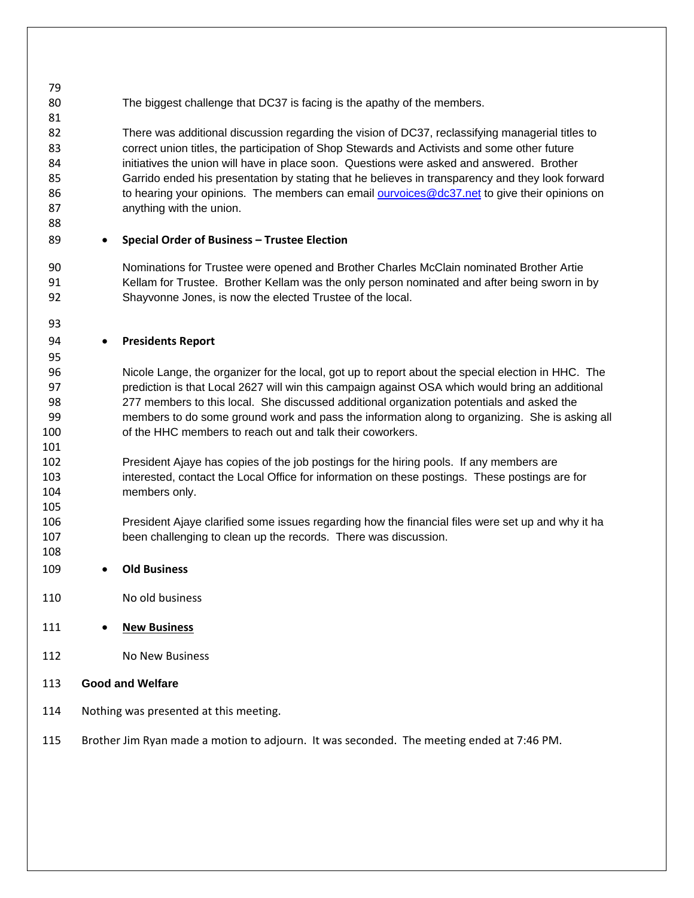The biggest challenge that DC37 is facing is the apathy of the members.

There was additional discussion regarding the vision of DC37, reclassifying managerial titles to correct union titles, the participation of Shop Stewards and Activists and some other future initiatives the union will have in place soon. Questions were asked and answered. Brother Garrido ended his presentation by stating that he believes in transparency and they look forward to hearing your opinions. The members can email ourvoices@dc37.net to give their opinions on anything with the union.

- **Special Order of Business – Trustee Election**

  Nominations for Trustee were opened and Brother Charles McClain nominated Brother Artie Kellam for Trustee. Brother Kellam was the only person nominated and after being sworn in by Shayvonne Jones, is now the elected Trustee of the local.

- **Presidents Report**

  Nicole Lange, the organizer for the local, got up to report about the special election in HHC. The prediction is that Local 2627 will win this campaign against OSA which would bring an additional 277 members to this local. She discussed additional organization potentials and asked the members to do some ground work and pass the information along to organizing. She is asking all of the HHC members to reach out and talk their coworkers.

  President Ajaye has copies of the job postings for the hiring pools. If any members are interested, contact the Local Office for information on these postings. These postings are for members only.

  President Ajaye clarified some issues regarding how the financial files were set up and why it ha been challenging to clean up the records. There was discussion.

- **Old Business**

  No old business

- **New Business**

  No New Business

**Good and Welfare**

Nothing was presented at this meeting.

Brother Jim Ryan made a motion to adjourn. It was seconded. The meeting ended at 7:46 PM.